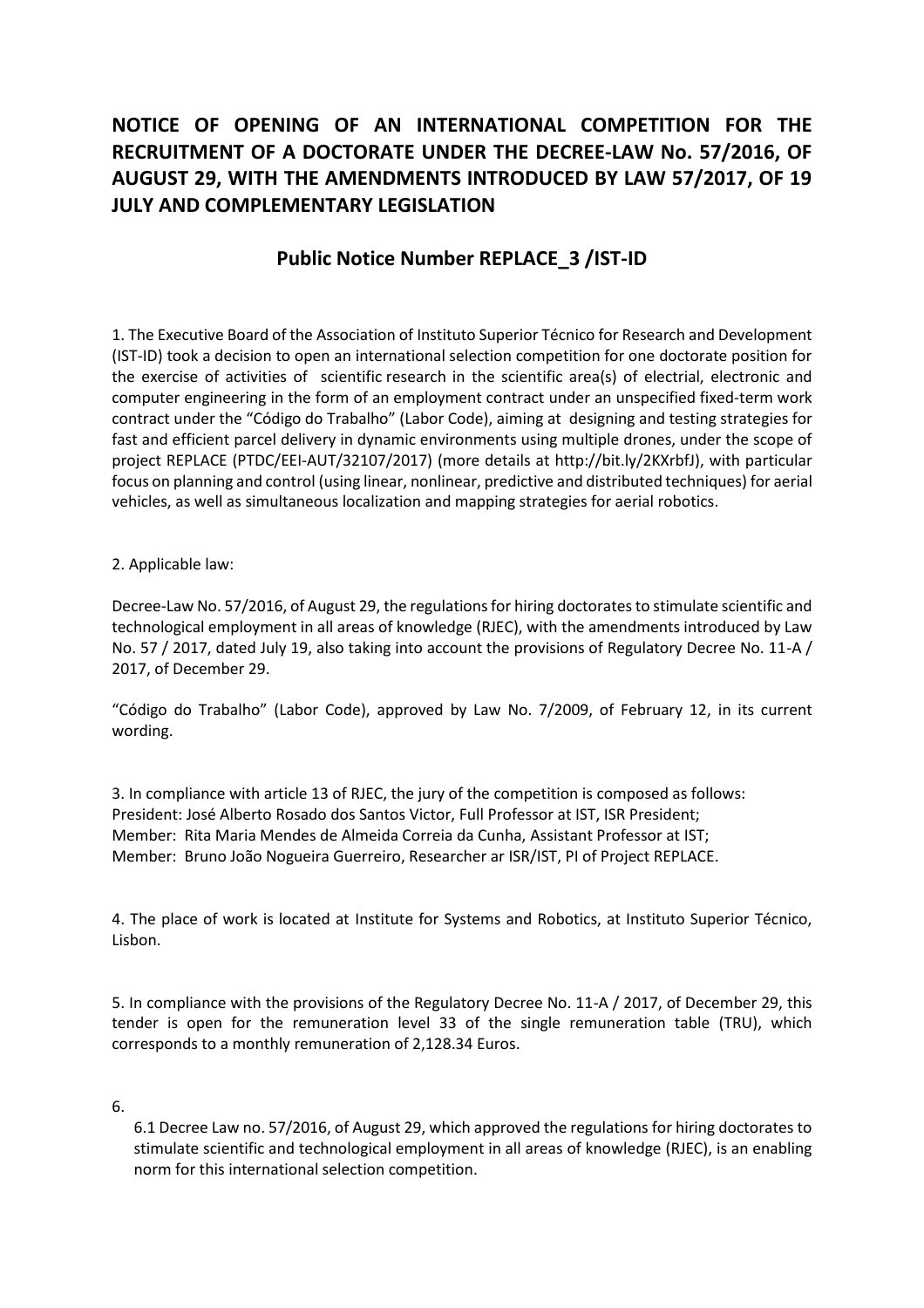# NOTICE OF OPENING OF AN INTERNATIONAL COMPETITION FOR THE RECRUITMENT OF A DOCTORATE UNDER THE DECREE-LAW No. 57/2016, OF AUGUST 29, WITH THE AMENDMENTS INTRODUCED BY LAW 57/2017, OF 19 JULY AND COMPLEMENTARY LEGISLATION

## Public Notice Number REPLACE_3 /IST-ID

1. The Executive Board of the Association of Instituto Superior Técnico for Research and Development (IST-ID) took a decision to open an international selection competition for one doctorate position for the exercise of activities of scientific research in the scientific area(s) of electrial, electronic and computer engineering in the form of an employment contract under an unspecified fixed-term work contract under the "Código do Trabalho" (Labor Code), aiming at designing and testing strategies for fast and efficient parcel delivery in dynamic environments using multiple drones, under the scope of project REPLACE (PTDC/EEI-AUT/32107/2017) (more details at http://bit.ly/2KXrbfJ), with particular focus on planning and control (using linear, nonlinear, predictive and distributed techniques) for aerial vehicles, as well as simultaneous localization and mapping strategies for aerial robotics.

2. Applicable law:

Decree-Law No. 57/2016, of August 29, the regulations for hiring doctorates to stimulate scientific and technological employment in all areas of knowledge (RJEC), with the amendments introduced by Law No. 57 / 2017, dated July 19, also taking into account the provisions of Regulatory Decree No. 11-A / 2017, of December 29.

"Código do Trabalho" (Labor Code), approved by Law No. 7/2009, of February 12, in its current wording.

3. In compliance with article 13 of RJEC, the jury of the competition is composed as follows:
President: José Alberto Rosado dos Santos Victor, Full Professor at IST, ISR President;
Member: Rita Maria Mendes de Almeida Correia da Cunha, Assistant Professor at IST;
Member: Bruno João Nogueira Guerreiro, Researcher ar ISR/IST, PI of Project REPLACE.

4. The place of work is located at Institute for Systems and Robotics, at Instituto Superior Técnico, Lisbon.

5. In compliance with the provisions of the Regulatory Decree No. 11-A / 2017, of December 29, this tender is open for the remuneration level 33 of the single remuneration table (TRU), which corresponds to a monthly remuneration of 2,128.34 Euros.

6.

6.1 Decree Law no. 57/2016, of August 29, which approved the regulations for hiring doctorates to stimulate scientific and technological employment in all areas of knowledge (RJEC), is an enabling norm for this international selection competition.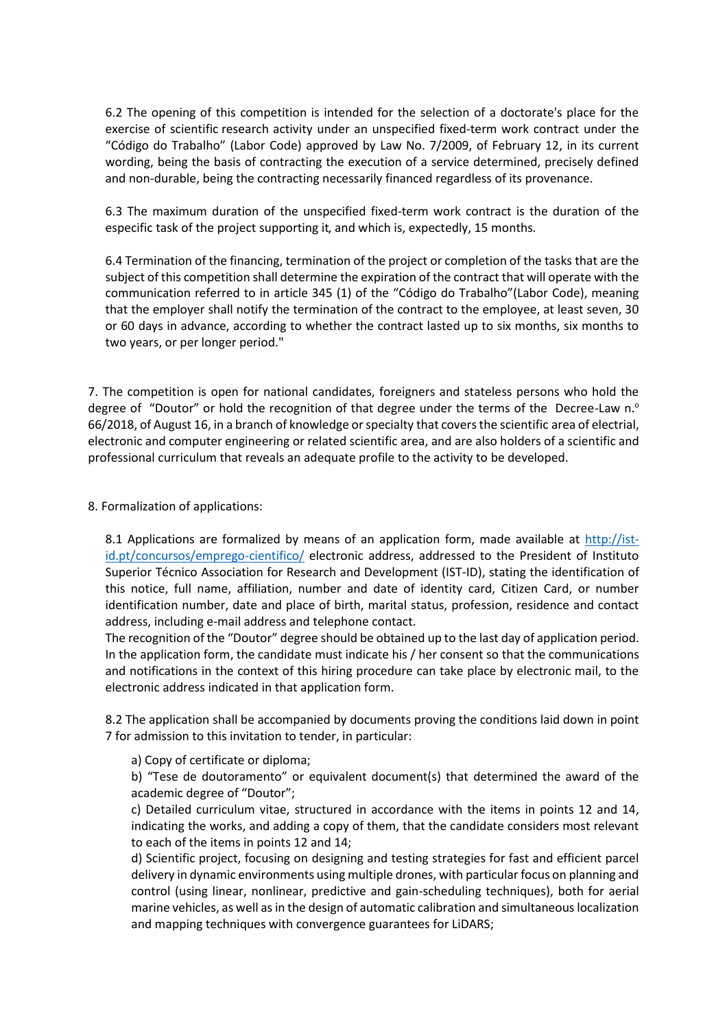6.2 The opening of this competition is intended for the selection of a doctorate's place for the exercise of scientific research activity under an unspecified fixed-term work contract under the "Código do Trabalho" (Labor Code) approved by Law No. 7/2009, of February 12, in its current wording, being the basis of contracting the execution of a service determined, precisely defined and non-durable, being the contracting necessarily financed regardless of its provenance.

6.3 The maximum duration of the unspecified fixed-term work contract is the duration of the especific task of the project supporting it, and which is, expectedly, 15 months.

6.4 Termination of the financing, termination of the project or completion of the tasks that are the subject of this competition shall determine the expiration of the contract that will operate with the communication referred to in article 345 (1) of the "Código do Trabalho"(Labor Code), meaning that the employer shall notify the termination of the contract to the employee, at least seven, 30 or 60 days in advance, according to whether the contract lasted up to six months, six months to two years, or per longer period."

7. The competition is open for national candidates, foreigners and stateless persons who hold the degree of "Doutor" or hold the recognition of that degree under the terms of the Decree-Law n.º 66/2018, of August 16, in a branch of knowledge or specialty that covers the scientific area of electrial, electronic and computer engineering or related scientific area, and are also holders of a scientific and professional curriculum that reveals an adequate profile to the activity to be developed.

8. Formalization of applications:

8.1 Applications are formalized by means of an application form, made available at [http://ist-id.pt/concursos/emprego-cientifico/](http://ist-id.pt/concursos/emprego-cientifico/) electronic address, addressed to the President of Instituto Superior Técnico Association for Research and Development (IST-ID), stating the identification of this notice, full name, affiliation, number and date of identity card, Citizen Card, or number identification number, date and place of birth, marital status, profession, residence and contact address, including e-mail address and telephone contact.
The recognition of the "Doutor" degree should be obtained up to the last day of application period.
In the application form, the candidate must indicate his / her consent so that the communications and notifications in the context of this hiring procedure can take place by electronic mail, to the electronic address indicated in that application form.

8.2 The application shall be accompanied by documents proving the conditions laid down in point 7 for admission to this invitation to tender, in particular:

a) Copy of certificate or diploma;
b) "Tese de doutoramento" or equivalent document(s) that determined the award of the academic degree of "Doutor";
c) Detailed curriculum vitae, structured in accordance with the items in points 12 and 14, indicating the works, and adding a copy of them, that the candidate considers most relevant to each of the items in points 12 and 14;
d) Scientific project, focusing on designing and testing strategies for fast and efficient parcel delivery in dynamic environments using multiple drones, with particular focus on planning and control (using linear, nonlinear, predictive and gain-scheduling techniques), both for aerial marine vehicles, as well as in the design of automatic calibration and simultaneous localization and mapping techniques with convergence guarantees for LiDARS;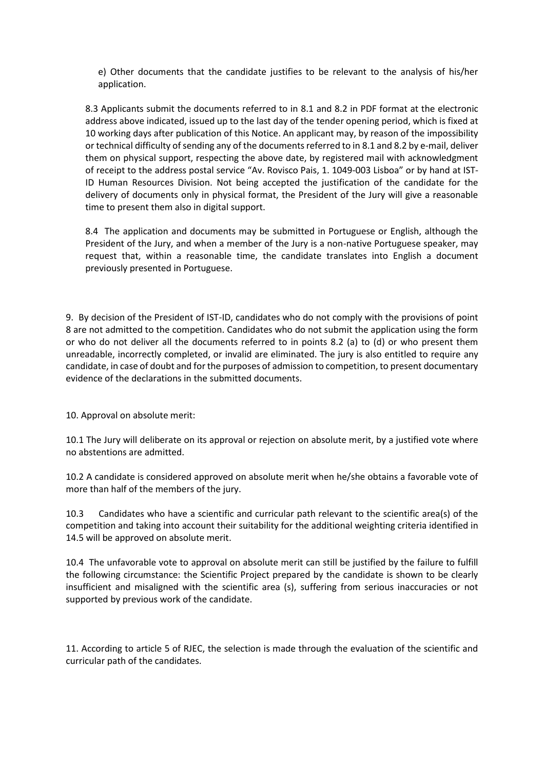e) Other documents that the candidate justifies to be relevant to the analysis of his/her application.

8.3 Applicants submit the documents referred to in 8.1 and 8.2 in PDF format at the electronic address above indicated, issued up to the last day of the tender opening period, which is fixed at 10 working days after publication of this Notice. An applicant may, by reason of the impossibility or technical difficulty of sending any of the documents referred to in 8.1 and 8.2 by e-mail, deliver them on physical support, respecting the above date, by registered mail with acknowledgment of receipt to the address postal service "Av. Rovisco Pais, 1. 1049-003 Lisboa" or by hand at IST-ID Human Resources Division. Not being accepted the justification of the candidate for the delivery of documents only in physical format, the President of the Jury will give a reasonable time to present them also in digital support.

8.4 The application and documents may be submitted in Portuguese or English, although the President of the Jury, and when a member of the Jury is a non-native Portuguese speaker, may request that, within a reasonable time, the candidate translates into English a document previously presented in Portuguese.

9. By decision of the President of IST-ID, candidates who do not comply with the provisions of point 8 are not admitted to the competition. Candidates who do not submit the application using the form or who do not deliver all the documents referred to in points 8.2 (a) to (d) or who present them unreadable, incorrectly completed, or invalid are eliminated. The jury is also entitled to require any candidate, in case of doubt and for the purposes of admission to competition, to present documentary evidence of the declarations in the submitted documents.

10. Approval on absolute merit:

10.1 The Jury will deliberate on its approval or rejection on absolute merit, by a justified vote where no abstentions are admitted.

10.2 A candidate is considered approved on absolute merit when he/she obtains a favorable vote of more than half of the members of the jury.

10.3 Candidates who have a scientific and curricular path relevant to the scientific area(s) of the competition and taking into account their suitability for the additional weighting criteria identified in 14.5 will be approved on absolute merit.

10.4 The unfavorable vote to approval on absolute merit can still be justified by the failure to fulfill the following circumstance: the Scientific Project prepared by the candidate is shown to be clearly insufficient and misaligned with the scientific area (s), suffering from serious inaccuracies or not supported by previous work of the candidate.

11. According to article 5 of RJEC, the selection is made through the evaluation of the scientific and curricular path of the candidates.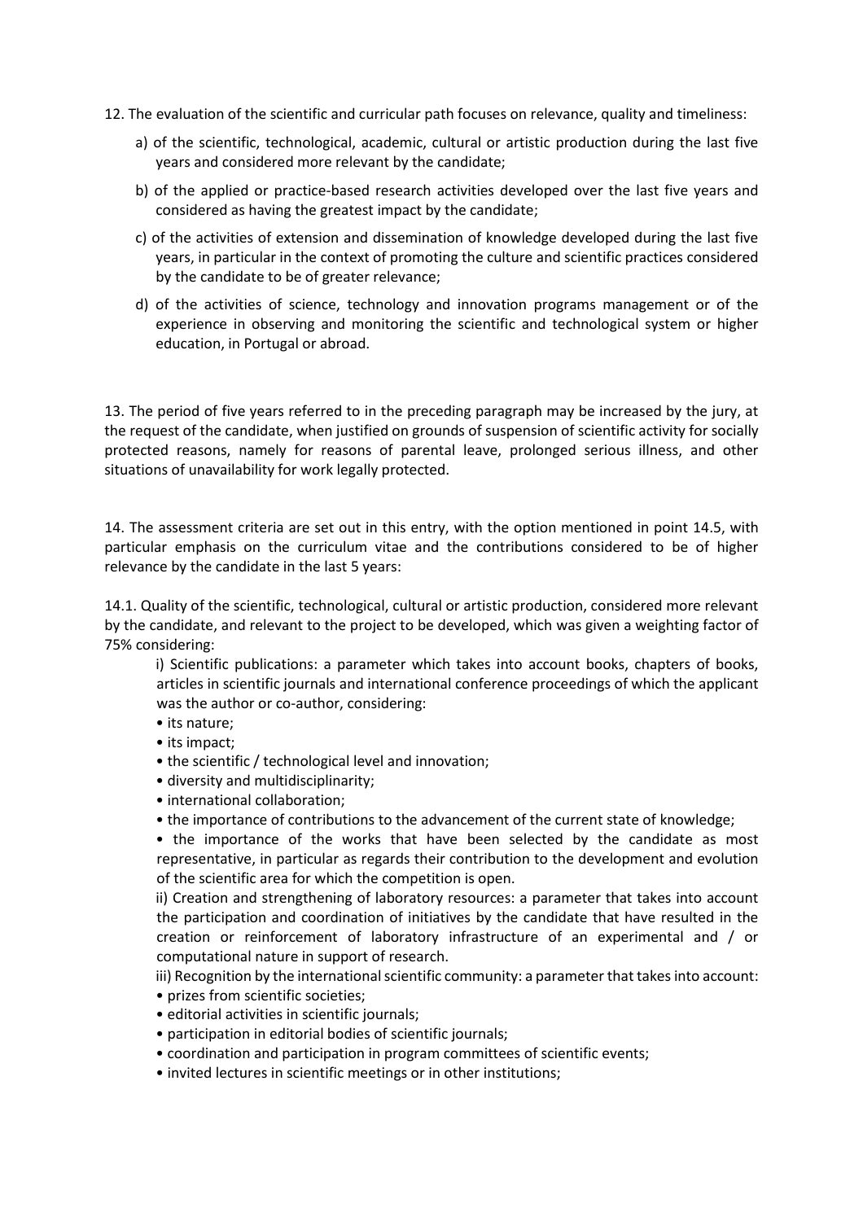12. The evaluation of the scientific and curricular path focuses on relevance, quality and timeliness:

a) of the scientific, technological, academic, cultural or artistic production during the last five years and considered more relevant by the candidate;

b) of the applied or practice-based research activities developed over the last five years and considered as having the greatest impact by the candidate;

c) of the activities of extension and dissemination of knowledge developed during the last five years, in particular in the context of promoting the culture and scientific practices considered by the candidate to be of greater relevance;

d) of the activities of science, technology and innovation programs management or of the experience in observing and monitoring the scientific and technological system or higher education, in Portugal or abroad.

13. The period of five years referred to in the preceding paragraph may be increased by the jury, at the request of the candidate, when justified on grounds of suspension of scientific activity for socially protected reasons, namely for reasons of parental leave, prolonged serious illness, and other situations of unavailability for work legally protected.

14. The assessment criteria are set out in this entry, with the option mentioned in point 14.5, with particular emphasis on the curriculum vitae and the contributions considered to be of higher relevance by the candidate in the last 5 years:

14.1. Quality of the scientific, technological, cultural or artistic production, considered more relevant by the candidate, and relevant to the project to be developed, which was given a weighting factor of 75% considering:

i) Scientific publications: a parameter which takes into account books, chapters of books, articles in scientific journals and international conference proceedings of which the applicant was the author or co-author, considering:

- its nature;
- its impact;
- the scientific / technological level and innovation;
- diversity and multidisciplinarity;
- international collaboration;
- the importance of contributions to the advancement of the current state of knowledge;
- the importance of the works that have been selected by the candidate as most representative, in particular as regards their contribution to the development and evolution of the scientific area for which the competition is open.

ii) Creation and strengthening of laboratory resources: a parameter that takes into account the participation and coordination of initiatives by the candidate that have resulted in the creation or reinforcement of laboratory infrastructure of an experimental and / or computational nature in support of research.

iii) Recognition by the international scientific community: a parameter that takes into account:

- prizes from scientific societies;
- editorial activities in scientific journals;
- participation in editorial bodies of scientific journals;
- coordination and participation in program committees of scientific events;
- invited lectures in scientific meetings or in other institutions;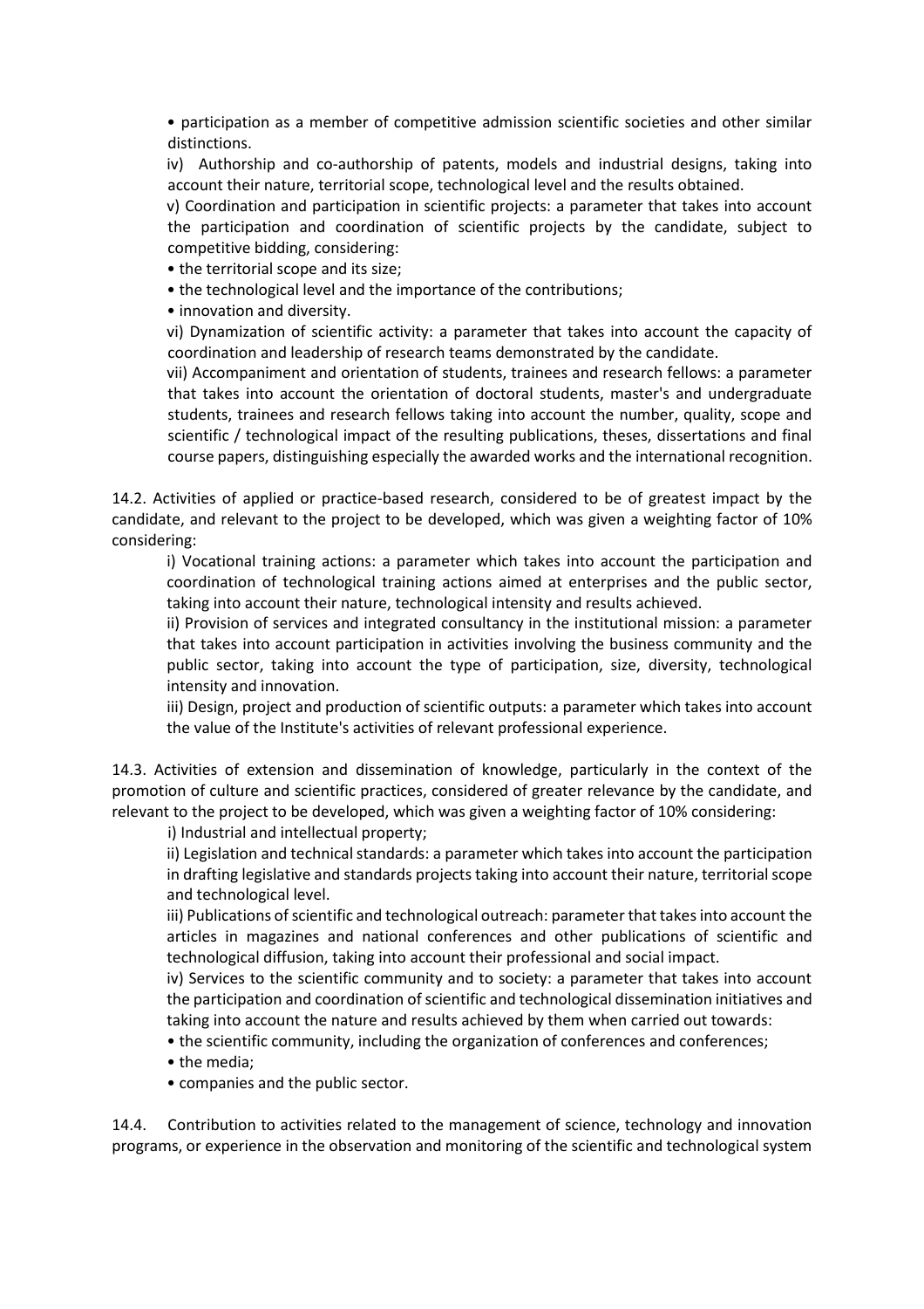• participation as a member of competitive admission scientific societies and other similar distinctions.

iv) Authorship and co-authorship of patents, models and industrial designs, taking into account their nature, territorial scope, technological level and the results obtained.

v) Coordination and participation in scientific projects: a parameter that takes into account the participation and coordination of scientific projects by the candidate, subject to competitive bidding, considering:

• the territorial scope and its size;

• the technological level and the importance of the contributions;

• innovation and diversity.

vi) Dynamization of scientific activity: a parameter that takes into account the capacity of coordination and leadership of research teams demonstrated by the candidate.

vii) Accompaniment and orientation of students, trainees and research fellows: a parameter that takes into account the orientation of doctoral students, master's and undergraduate students, trainees and research fellows taking into account the number, quality, scope and scientific / technological impact of the resulting publications, theses, dissertations and final course papers, distinguishing especially the awarded works and the international recognition.

14.2. Activities of applied or practice-based research, considered to be of greatest impact by the candidate, and relevant to the project to be developed, which was given a weighting factor of 10% considering:

i) Vocational training actions: a parameter which takes into account the participation and coordination of technological training actions aimed at enterprises and the public sector, taking into account their nature, technological intensity and results achieved.

ii) Provision of services and integrated consultancy in the institutional mission: a parameter that takes into account participation in activities involving the business community and the public sector, taking into account the type of participation, size, diversity, technological intensity and innovation.

iii) Design, project and production of scientific outputs: a parameter which takes into account the value of the Institute's activities of relevant professional experience.

14.3. Activities of extension and dissemination of knowledge, particularly in the context of the promotion of culture and scientific practices, considered of greater relevance by the candidate, and relevant to the project to be developed, which was given a weighting factor of 10% considering:

i) Industrial and intellectual property;

ii) Legislation and technical standards: a parameter which takes into account the participation in drafting legislative and standards projects taking into account their nature, territorial scope and technological level.

iii) Publications of scientific and technological outreach: parameter that takes into account the articles in magazines and national conferences and other publications of scientific and technological diffusion, taking into account their professional and social impact.

iv) Services to the scientific community and to society: a parameter that takes into account the participation and coordination of scientific and technological dissemination initiatives and taking into account the nature and results achieved by them when carried out towards:

• the scientific community, including the organization of conferences and conferences;

• the media;

• companies and the public sector.

14.4. Contribution to activities related to the management of science, technology and innovation programs, or experience in the observation and monitoring of the scientific and technological system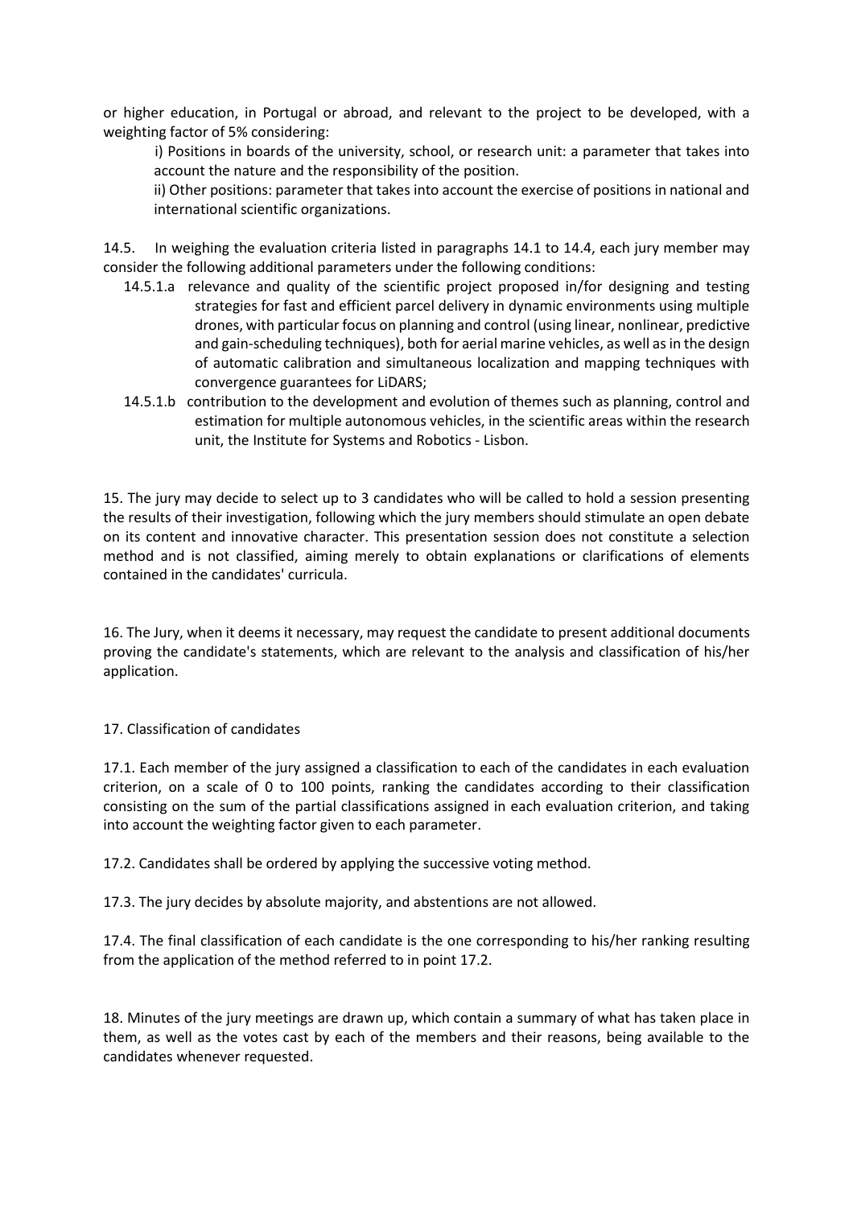or higher education, in Portugal or abroad, and relevant to the project to be developed, with a weighting factor of 5% considering:

i) Positions in boards of the university, school, or research unit: a parameter that takes into account the nature and the responsibility of the position.

ii) Other positions: parameter that takes into account the exercise of positions in national and international scientific organizations.

14.5. In weighing the evaluation criteria listed in paragraphs 14.1 to 14.4, each jury member may consider the following additional parameters under the following conditions:

- 14.5.1.a relevance and quality of the scientific project proposed in/for designing and testing strategies for fast and efficient parcel delivery in dynamic environments using multiple drones, with particular focus on planning and control (using linear, nonlinear, predictive and gain-scheduling techniques), both for aerial marine vehicles, as well as in the design of automatic calibration and simultaneous localization and mapping techniques with convergence guarantees for LiDARS;
- 14.5.1.b contribution to the development and evolution of themes such as planning, control and estimation for multiple autonomous vehicles, in the scientific areas within the research unit, the Institute for Systems and Robotics - Lisbon.

15. The jury may decide to select up to 3 candidates who will be called to hold a session presenting the results of their investigation, following which the jury members should stimulate an open debate on its content and innovative character. This presentation session does not constitute a selection method and is not classified, aiming merely to obtain explanations or clarifications of elements contained in the candidates' curricula.

16. The Jury, when it deems it necessary, may request the candidate to present additional documents proving the candidate's statements, which are relevant to the analysis and classification of his/her application.

17. Classification of candidates

17.1. Each member of the jury assigned a classification to each of the candidates in each evaluation criterion, on a scale of 0 to 100 points, ranking the candidates according to their classification consisting on the sum of the partial classifications assigned in each evaluation criterion, and taking into account the weighting factor given to each parameter.

17.2. Candidates shall be ordered by applying the successive voting method.

17.3. The jury decides by absolute majority, and abstentions are not allowed.

17.4. The final classification of each candidate is the one corresponding to his/her ranking resulting from the application of the method referred to in point 17.2.

18. Minutes of the jury meetings are drawn up, which contain a summary of what has taken place in them, as well as the votes cast by each of the members and their reasons, being available to the candidates whenever requested.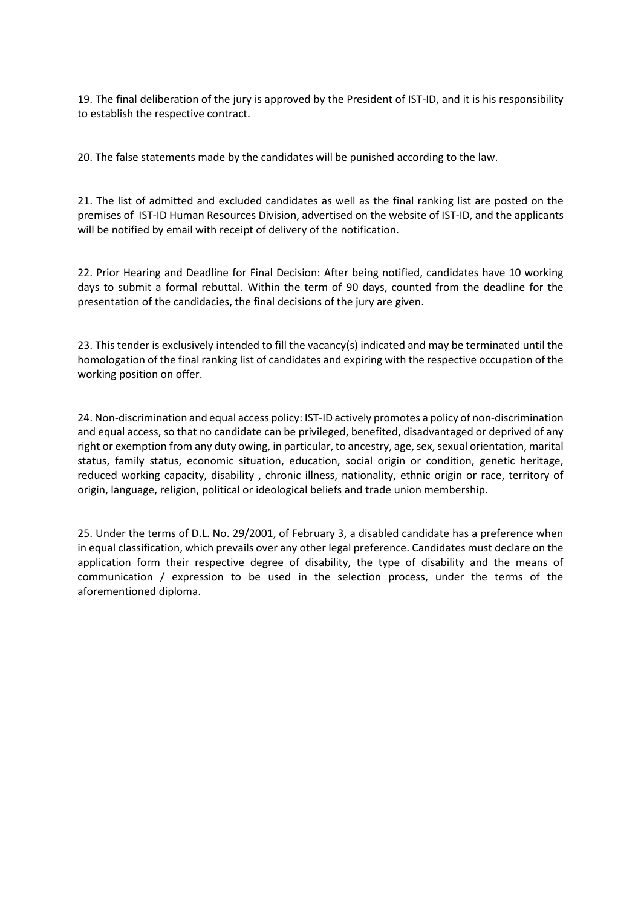19. The final deliberation of the jury is approved by the President of IST-ID, and it is his responsibility to establish the respective contract.

20. The false statements made by the candidates will be punished according to the law.

21. The list of admitted and excluded candidates as well as the final ranking list are posted on the premises of IST-ID Human Resources Division, advertised on the website of IST-ID, and the applicants will be notified by email with receipt of delivery of the notification.

22. Prior Hearing and Deadline for Final Decision: After being notified, candidates have 10 working days to submit a formal rebuttal. Within the term of 90 days, counted from the deadline for the presentation of the candidacies, the final decisions of the jury are given.

23. This tender is exclusively intended to fill the vacancy(s) indicated and may be terminated until the homologation of the final ranking list of candidates and expiring with the respective occupation of the working position on offer.

24. Non-discrimination and equal access policy: IST-ID actively promotes a policy of non-discrimination and equal access, so that no candidate can be privileged, benefited, disadvantaged or deprived of any right or exemption from any duty owing, in particular, to ancestry, age, sex, sexual orientation, marital status, family status, economic situation, education, social origin or condition, genetic heritage, reduced working capacity, disability , chronic illness, nationality, ethnic origin or race, territory of origin, language, religion, political or ideological beliefs and trade union membership.

25. Under the terms of D.L. No. 29/2001, of February 3, a disabled candidate has a preference when in equal classification, which prevails over any other legal preference. Candidates must declare on the application form their respective degree of disability, the type of disability and the means of communication / expression to be used in the selection process, under the terms of the aforementioned diploma.